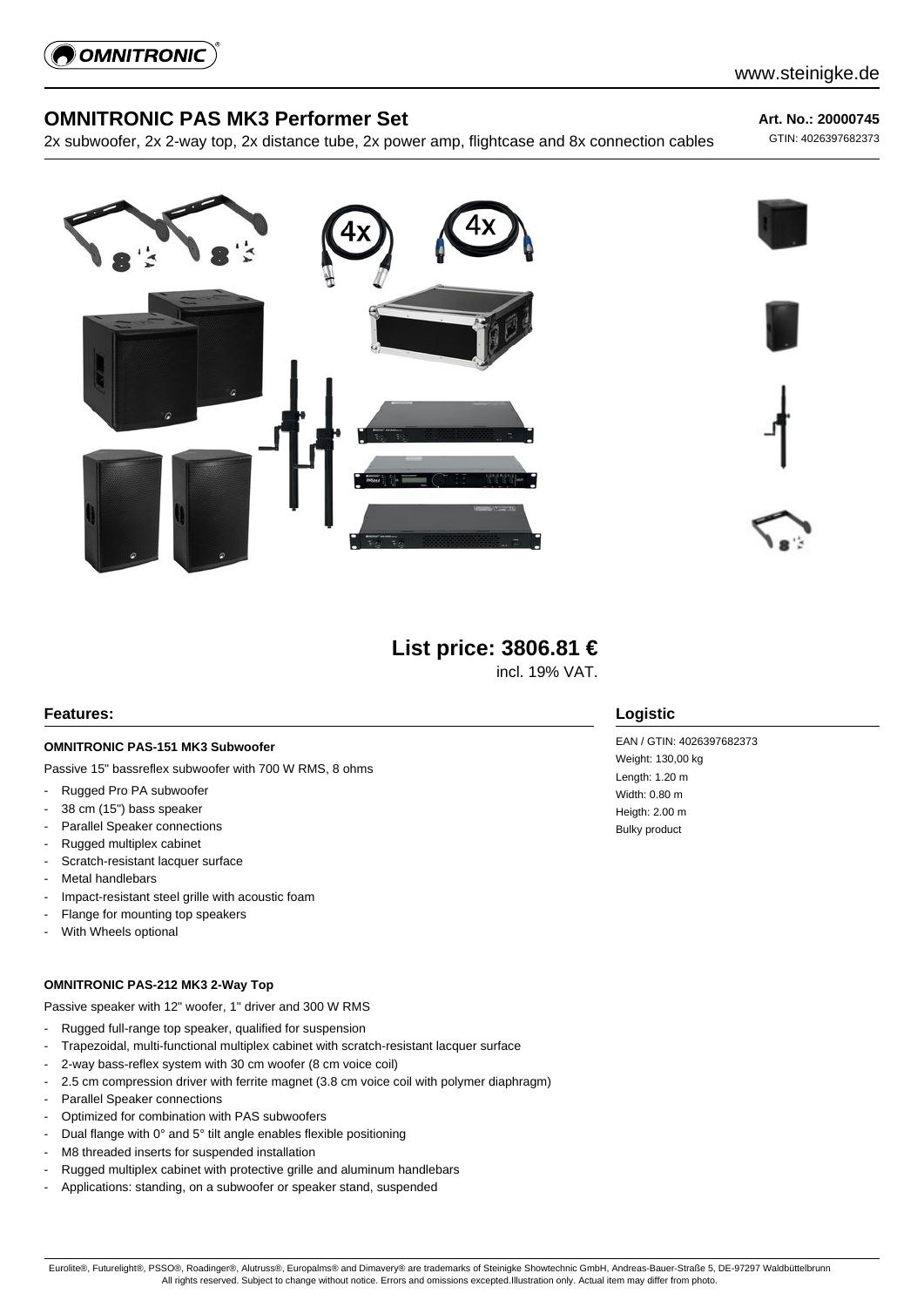# OMNITRONIC PAS MK3 Performer Set

2x subwoofer, 2x 2-way top, 2x distance tube, 2x power amp, flightcase and 8x connection cables

**Art. No.: 20000745**

GTIN: 4026397682373

## List price: 3806.81 €

incl. 19% VAT.

## Features:

**OMNITRONIC PAS-151 MK3 Subwoofer**

Passive 15" bassreflex subwoofer with 700 W RMS, 8 ohms

- Rugged Pro PA subwoofer
- 38 cm (15") bass speaker
- Parallel Speaker connections
- Rugged multiplex cabinet
- Scratch-resistant lacquer surface
- Metal handlebars
- Impact-resistant steel grille with acoustic foam
- Flange for mounting top speakers
- With Wheels optional

**OMNITRONIC PAS-212 MK3 2-Way Top**

Passive speaker with 12" woofer, 1" driver and 300 W RMS

- Rugged full-range top speaker, qualified for suspension
- Trapezoidal, multi-functional multiplex cabinet with scratch-resistant lacquer surface
- 2-way bass-reflex system with 30 cm woofer (8 cm voice coil)
- 2.5 cm compression driver with ferrite magnet (3.8 cm voice coil with polymer diaphragm)
- Parallel Speaker connections
- Optimized for combination with PAS subwoofers
- Dual flange with 0° and 5° tilt angle enables flexible positioning
- M8 threaded inserts for suspended installation
- Rugged multiplex cabinet with protective grille and aluminum handlebars
- Applications: standing, on a subwoofer or speaker stand, suspended

## Logistic

EAN / GTIN: 4026397682373
Weight: 130,00 kg
Length: 1.20 m
Width: 0.80 m
Heigth: 2.00 m
Bulky product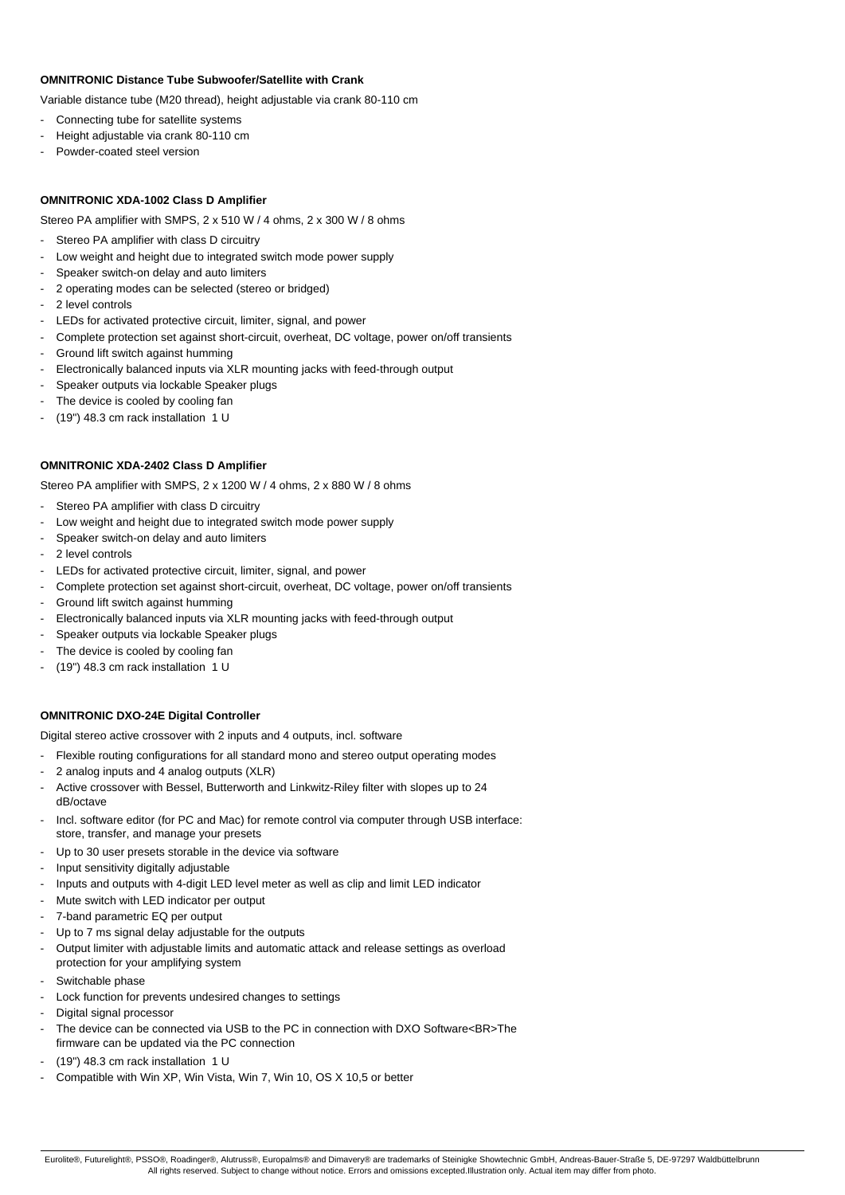**OMNITRONIC Distance Tube Subwoofer/Satellite with Crank**

Variable distance tube (M20 thread), height adjustable via crank 80-110 cm

- Connecting tube for satellite systems
- Height adjustable via crank 80-110 cm
- Powder-coated steel version

**OMNITRONIC XDA-1002 Class D Amplifier**

Stereo PA amplifier with SMPS, 2 x 510 W / 4 ohms, 2 x 300 W / 8 ohms

- Stereo PA amplifier with class D circuitry
- Low weight and height due to integrated switch mode power supply
- Speaker switch-on delay and auto limiters
- 2 operating modes can be selected (stereo or bridged)
- 2 level controls
- LEDs for activated protective circuit, limiter, signal, and power
- Complete protection set against short-circuit, overheat, DC voltage, power on/off transients
- Ground lift switch against humming
- Electronically balanced inputs via XLR mounting jacks with feed-through output
- Speaker outputs via lockable Speaker plugs
- The device is cooled by cooling fan
- (19") 48.3 cm rack installation 1 U

**OMNITRONIC XDA-2402 Class D Amplifier**

Stereo PA amplifier with SMPS, 2 x 1200 W / 4 ohms, 2 x 880 W / 8 ohms

- Stereo PA amplifier with class D circuitry
- Low weight and height due to integrated switch mode power supply
- Speaker switch-on delay and auto limiters
- 2 level controls
- LEDs for activated protective circuit, limiter, signal, and power
- Complete protection set against short-circuit, overheat, DC voltage, power on/off transients
- Ground lift switch against humming
- Electronically balanced inputs via XLR mounting jacks with feed-through output
- Speaker outputs via lockable Speaker plugs
- The device is cooled by cooling fan
- (19") 48.3 cm rack installation 1 U

**OMNITRONIC DXO-24E Digital Controller**

Digital stereo active crossover with 2 inputs and 4 outputs, incl. software

- Flexible routing configurations for all standard mono and stereo output operating modes
- 2 analog inputs and 4 analog outputs (XLR)
- Active crossover with Bessel, Butterworth and Linkwitz-Riley filter with slopes up to 24 dB/octave
- Incl. software editor (for PC and Mac) for remote control via computer through USB interface: store, transfer, and manage your presets
- Up to 30 user presets storable in the device via software
- Input sensitivity digitally adjustable
- Inputs and outputs with 4-digit LED level meter as well as clip and limit LED indicator
- Mute switch with LED indicator per output
- 7-band parametric EQ per output
- Up to 7 ms signal delay adjustable for the outputs
- Output limiter with adjustable limits and automatic attack and release settings as overload protection for your amplifying system
- Switchable phase
- Lock function for prevents undesired changes to settings
- Digital signal processor
- The device can be connected via USB to the PC in connection with DXO Software<BR>The firmware can be updated via the PC connection
- (19") 48.3 cm rack installation 1 U
- Compatible with Win XP, Win Vista, Win 7, Win 10, OS X 10,5 or better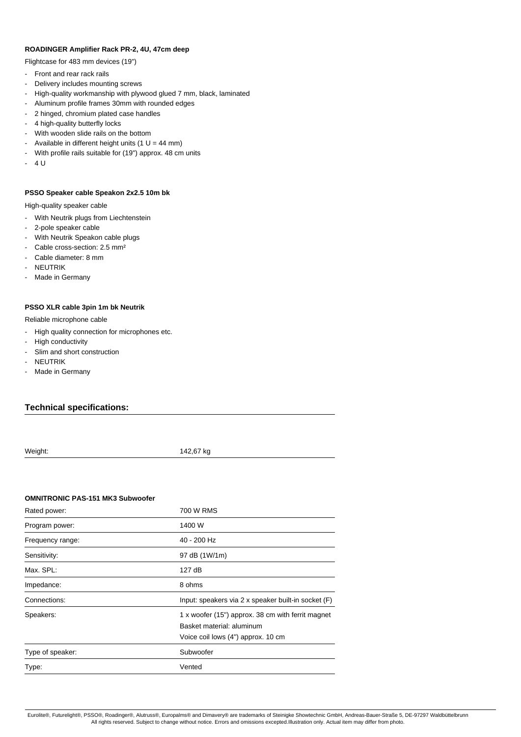**ROADINGER Amplifier Rack PR-2, 4U, 47cm deep**

Flightcase for 483 mm devices (19")

- Front and rear rack rails
- Delivery includes mounting screws
- High-quality workmanship with plywood glued 7 mm, black, laminated
- Aluminum profile frames 30mm with rounded edges
- 2 hinged, chromium plated case handles
- 4 high-quality butterfly locks
- With wooden slide rails on the bottom
- Available in different height units (1 U = 44 mm)
- With profile rails suitable for (19") approx. 48 cm units
- 4 U

**PSSO Speaker cable Speakon 2x2.5 10m bk**

High-quality speaker cable

- With Neutrik plugs from Liechtenstein
- 2-pole speaker cable
- With Neutrik Speakon cable plugs
- Cable cross-section: 2.5 mm²
- Cable diameter: 8 mm
- NEUTRIK
- Made in Germany

**PSSO XLR cable 3pin 1m bk Neutrik**

Reliable microphone cable

- High quality connection for microphones etc.
- High conductivity
- Slim and short construction
- NEUTRIK
- Made in Germany

## Technical specifications:

| | |
|---|---|
| Weight: | 142,67 kg |

**OMNITRONIC PAS-151 MK3 Subwoofer**

| | |
|---|---|
| Rated power: | 700 W RMS |
| Program power: | 1400 W |
| Frequency range: | 40 - 200 Hz |
| Sensitivity: | 97 dB (1W/1m) |
| Max. SPL: | 127 dB |
| Impedance: | 8 ohms |
| Connections: | Input: speakers via 2 x speaker built-in socket (F) |
| Speakers: | 1 x woofer (15") approx. 38 cm with ferrit magnet<br>Basket material: aluminum<br>Voice coil lows (4") approx. 10 cm |
| Type of speaker: | Subwoofer |
| Type: | Vented |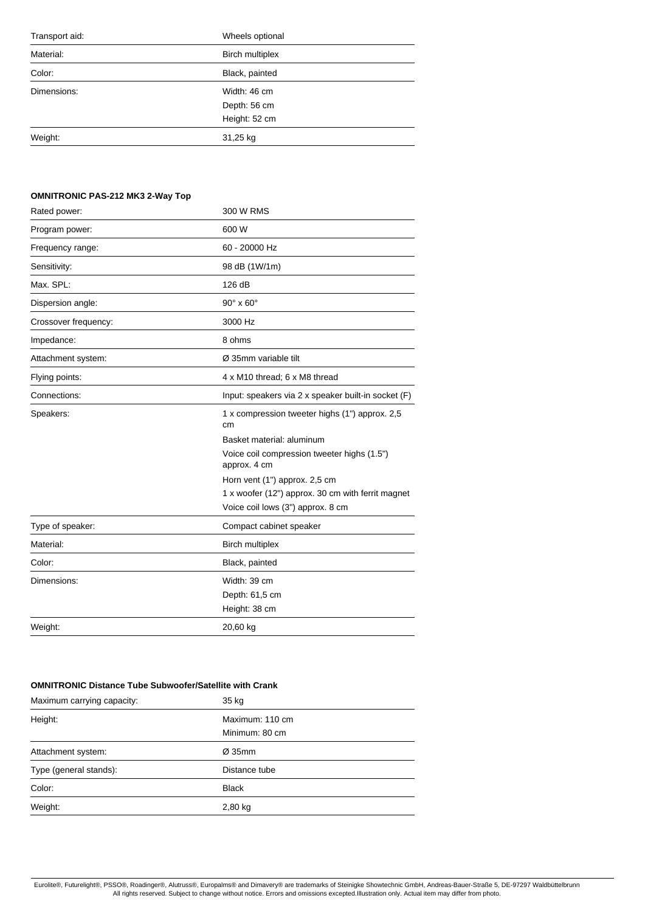| | |
|---|---|
| Transport aid: | Wheels optional |
| Material: | Birch multiplex |
| Color: | Black, painted |
| Dimensions: | Width: 46 cm<br>Depth: 56 cm<br>Height: 52 cm |
| Weight: | 31,25 kg |

**OMNITRONIC PAS-212 MK3 2-Way Top**

| | |
|---|---|
| Rated power: | 300 W RMS |
| Program power: | 600 W |
| Frequency range: | 60 - 20000 Hz |
| Sensitivity: | 98 dB (1W/1m) |
| Max. SPL: | 126 dB |
| Dispersion angle: | 90° x 60° |
| Crossover frequency: | 3000 Hz |
| Impedance: | 8 ohms |
| Attachment system: | Ø 35mm variable tilt |
| Flying points: | 4 x M10 thread; 6 x M8 thread |
| Connections: | Input: speakers via 2 x speaker built-in socket (F) |
| Speakers: | 1 x compression tweeter highs (1") approx. 2,5 cm<br>Basket material: aluminum<br>Voice coil compression tweeter highs (1.5") approx. 4 cm<br>Horn vent (1") approx. 2,5 cm<br>1 x woofer (12") approx. 30 cm with ferrit magnet<br>Voice coil lows (3") approx. 8 cm |
| Type of speaker: | Compact cabinet speaker |
| Material: | Birch multiplex |
| Color: | Black, painted |
| Dimensions: | Width: 39 cm<br>Depth: 61,5 cm<br>Height: 38 cm |
| Weight: | 20,60 kg |

**OMNITRONIC Distance Tube Subwoofer/Satellite with Crank**

| | |
|---|---|
| Maximum carrying capacity: | 35 kg |
| Height: | Maximum: 110 cm<br>Minimum: 80 cm |
| Attachment system: | Ø 35mm |
| Type (general stands): | Distance tube |
| Color: | Black |
| Weight: | 2,80 kg |

Eurolite®, Futurelight®, PSSO®, Roadinger®, Alutruss®, Europalms® and Dimavery® are trademarks of Steinigke Showtechnic GmbH, Andreas-Bauer-Straße 5, DE-97297 Waldbüttelbrunn
All rights reserved. Subject to change without notice. Errors and omissions excepted.Illustration only. Actual item may differ from photo.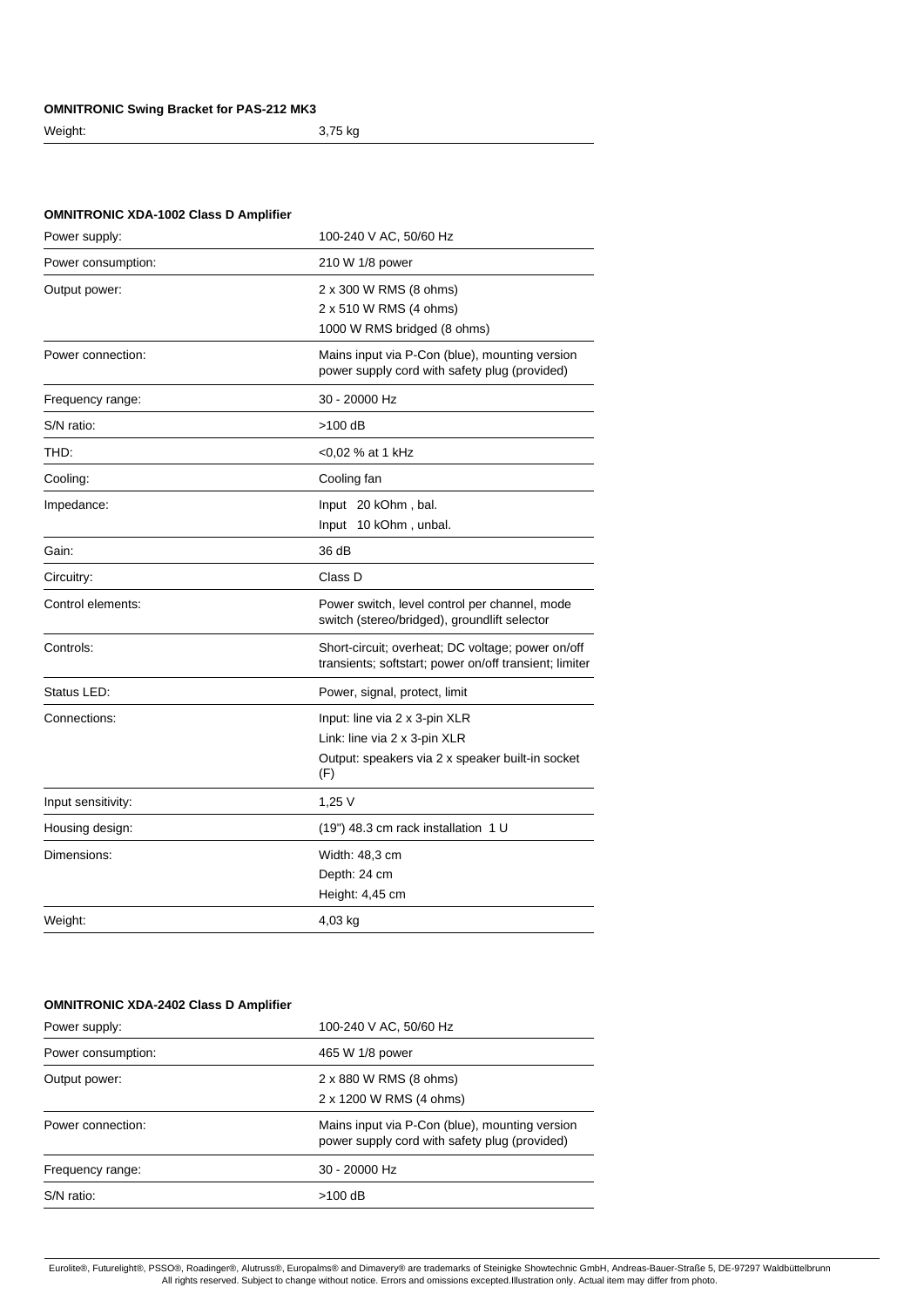**OMNITRONIC Swing Bracket for PAS-212 MK3**

| | |
|---|---|
| Weight: | 3,75 kg |

**OMNITRONIC XDA-1002 Class D Amplifier**

| | |
|---|---|
| Power supply: | 100-240 V AC, 50/60 Hz |
| Power consumption: | 210 W 1/8 power |
| Output power: | 2 x 300 W RMS (8 ohms)<br>2 x 510 W RMS (4 ohms)<br>1000 W RMS bridged (8 ohms) |
| Power connection: | Mains input via P-Con (blue), mounting version power supply cord with safety plug (provided) |
| Frequency range: | 30 - 20000 Hz |
| S/N ratio: | >100 dB |
| THD: | <0,02 % at 1 kHz |
| Cooling: | Cooling fan |
| Impedance: | Input 20 kOhm , bal.<br>Input 10 kOhm , unbal. |
| Gain: | 36 dB |
| Circuitry: | Class D |
| Control elements: | Power switch, level control per channel, mode switch (stereo/bridged), groundlift selector |
| Controls: | Short-circuit; overheat; DC voltage; power on/off transients; softstart; power on/off transient; limiter |
| Status LED: | Power, signal, protect, limit |
| Connections: | Input: line via 2 x 3-pin XLR<br>Link: line via 2 x 3-pin XLR<br>Output: speakers via 2 x speaker built-in socket (F) |
| Input sensitivity: | 1,25 V |
| Housing design: | (19") 48.3 cm rack installation 1 U |
| Dimensions: | Width: 48,3 cm<br>Depth: 24 cm<br>Height: 4,45 cm |
| Weight: | 4,03 kg |

**OMNITRONIC XDA-2402 Class D Amplifier**

| | |
|---|---|
| Power supply: | 100-240 V AC, 50/60 Hz |
| Power consumption: | 465 W 1/8 power |
| Output power: | 2 x 880 W RMS (8 ohms)<br>2 x 1200 W RMS (4 ohms) |
| Power connection: | Mains input via P-Con (blue), mounting version power supply cord with safety plug (provided) |
| Frequency range: | 30 - 20000 Hz |
| S/N ratio: | >100 dB |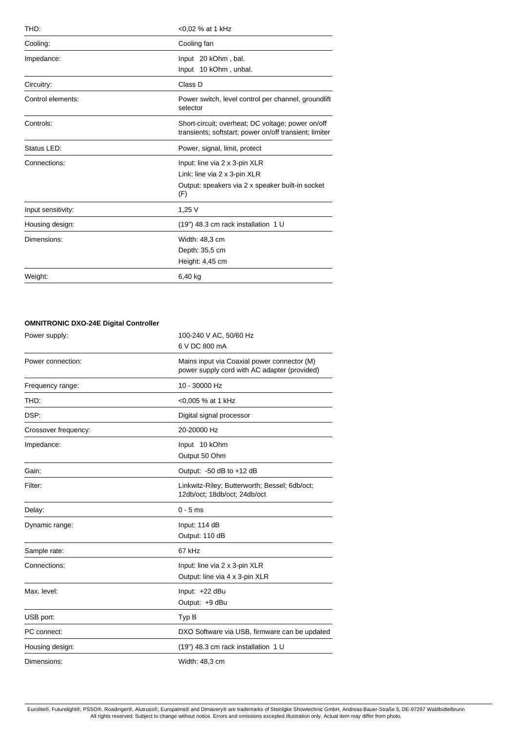| | |
|---|---|
| THD: | <0,02 % at 1 kHz |
| Cooling: | Cooling fan |
| Impedance: | Input 20 kOhm , bal.<br>Input 10 kOhm , unbal. |
| Circuitry: | Class D |
| Control elements: | Power switch, level control per channel, groundlift selector |
| Controls: | Short-circuit; overheat; DC voltage; power on/off transients; softstart; power on/off transient; limiter |
| Status LED: | Power, signal, limit, protect |
| Connections: | Input: line via 2 x 3-pin XLR<br>Link: line via 2 x 3-pin XLR<br>Output: speakers via 2 x speaker built-in socket (F) |
| Input sensitivity: | 1,25 V |
| Housing design: | (19") 48.3 cm rack installation 1 U |
| Dimensions: | Width: 48,3 cm<br>Depth: 35,5 cm<br>Height: 4,45 cm |
| Weight: | 6,40 kg |

**OMNITRONIC DXO-24E Digital Controller**

| | |
|---|---|
| Power supply: | 100-240 V AC, 50/60 Hz<br>6 V DC 800 mA |
| Power connection: | Mains input via Coaxial power connector (M) power supply cord with AC adapter (provided) |
| Frequency range: | 10 - 30000 Hz |
| THD: | <0,005 % at 1 kHz |
| DSP: | Digital signal processor |
| Crossover frequency: | 20-20000 Hz |
| Impedance: | Input 10 kOhm<br>Output 50 Ohm |
| Gain: | Output: -50 dB to +12 dB |
| Filter: | Linkwitz-Riley; Butterworth; Bessel; 6db/oct; 12db/oct; 18db/oct; 24db/oct |
| Delay: | 0 - 5 ms |
| Dynamic range: | Input: 114 dB<br>Output: 110 dB |
| Sample rate: | 67 kHz |
| Connections: | Input: line via 2 x 3-pin XLR<br>Output: line via 4 x 3-pin XLR |
| Max. level: | Input: +22 dBu<br>Output: +9 dBu |
| USB port: | Typ B |
| PC connect: | DXO Software via USB, firmware can be updated |
| Housing design: | (19") 48.3 cm rack installation 1 U |
| Dimensions: | Width: 48,3 cm |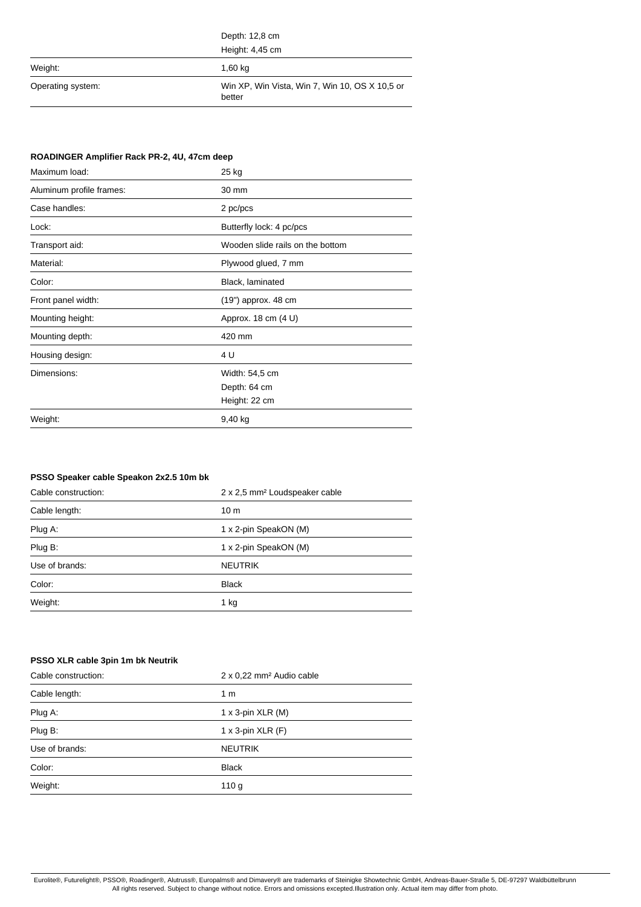| | |
|---|---|
| | Depth: 12,8 cm<br>Height: 4,45 cm |
| Weight: | 1,60 kg |
| Operating system: | Win XP, Win Vista, Win 7, Win 10, OS X 10,5 or better |

**ROADINGER Amplifier Rack PR-2, 4U, 47cm deep**

| | |
|---|---|
| Maximum load: | 25 kg |
| Aluminum profile frames: | 30 mm |
| Case handles: | 2 pc/pcs |
| Lock: | Butterfly lock: 4 pc/pcs |
| Transport aid: | Wooden slide rails on the bottom |
| Material: | Plywood glued, 7 mm |
| Color: | Black, laminated |
| Front panel width: | (19") approx. 48 cm |
| Mounting height: | Approx. 18 cm (4 U) |
| Mounting depth: | 420 mm |
| Housing design: | 4 U |
| Dimensions: | Width: 54,5 cm<br>Depth: 64 cm<br>Height: 22 cm |
| Weight: | 9,40 kg |

**PSSO Speaker cable Speakon 2x2.5 10m bk**

| | |
|---|---|
| Cable construction: | 2 x 2,5 mm² Loudspeaker cable |
| Cable length: | 10 m |
| Plug A: | 1 x 2-pin SpeakON (M) |
| Plug B: | 1 x 2-pin SpeakON (M) |
| Use of brands: | NEUTRIK |
| Color: | Black |
| Weight: | 1 kg |

**PSSO XLR cable 3pin 1m bk Neutrik**

| | |
|---|---|
| Cable construction: | 2 x 0,22 mm² Audio cable |
| Cable length: | 1 m |
| Plug A: | 1 x 3-pin XLR (M) |
| Plug B: | 1 x 3-pin XLR (F) |
| Use of brands: | NEUTRIK |
| Color: | Black |
| Weight: | 110 g |

Eurolite®, Futurelight®, PSSO®, Roadinger®, Alutruss®, Europalms® and Dimavery® are trademarks of Steinigke Showtechnic GmbH, Andreas-Bauer-Straße 5, DE-97297 Waldbüttelbrunn
All rights reserved. Subject to change without notice. Errors and omissions excepted.Illustration only. Actual item may differ from photo.